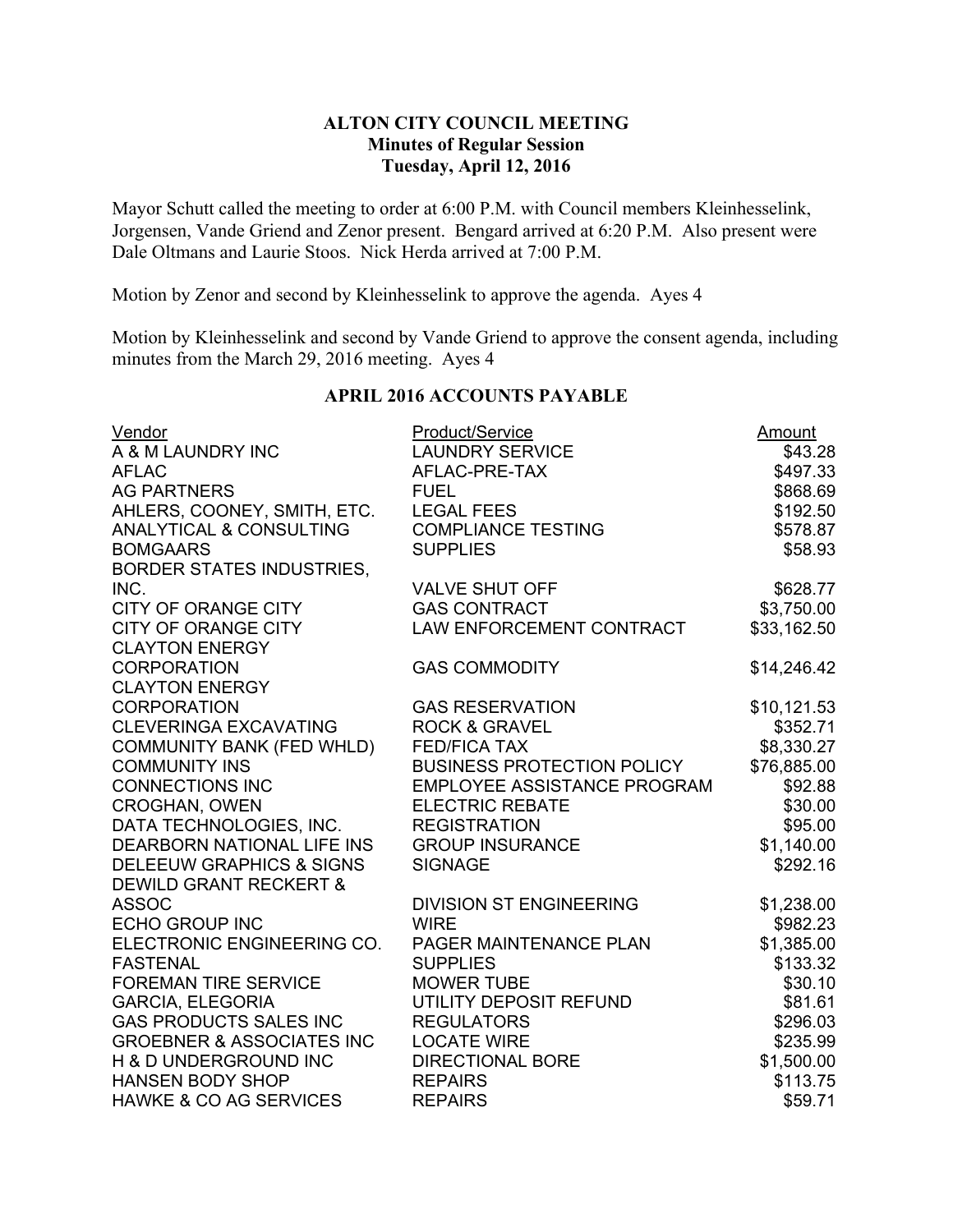# ALTON CITY COUNCIL MEETING
## Minutes of Regular Session
### Tuesday, April 12, 2016

Mayor Schutt called the meeting to order at 6:00 P.M. with Council members Kleinhesselink, Jorgensen, Vande Griend and Zenor present. Bengard arrived at 6:20 P.M. Also present were Dale Oltmans and Laurie Stoos. Nick Herda arrived at 7:00 P.M.

Motion by Zenor and second by Kleinhesselink to approve the agenda. Ayes 4

Motion by Kleinhesselink and second by Vande Griend to approve the consent agenda, including minutes from the March 29, 2016 meeting. Ayes 4

## APRIL 2016 ACCOUNTS PAYABLE

| Vendor | Product/Service | Amount |
|---|---|---|
| A & M LAUNDRY INC | LAUNDRY SERVICE | $43.28 |
| AFLAC | AFLAC-PRE-TAX | $497.33 |
| AG PARTNERS | FUEL | $868.69 |
| AHLERS, COONEY, SMITH, ETC. | LEGAL FEES | $192.50 |
| ANALYTICAL & CONSULTING | COMPLIANCE TESTING | $578.87 |
| BOMGAARS | SUPPLIES | $58.93 |
| BORDER STATES INDUSTRIES, INC. | VALVE SHUT OFF | $628.77 |
| CITY OF ORANGE CITY | GAS CONTRACT | $3,750.00 |
| CITY OF ORANGE CITY | LAW ENFORCEMENT CONTRACT | $33,162.50 |
| CLAYTON ENERGY CORPORATION | GAS COMMODITY | $14,246.42 |
| CLAYTON ENERGY CORPORATION | GAS RESERVATION | $10,121.53 |
| CLEVERINGA EXCAVATING | ROCK & GRAVEL | $352.71 |
| COMMUNITY BANK (FED WHLD) | FED/FICA TAX | $8,330.27 |
| COMMUNITY INS | BUSINESS PROTECTION POLICY | $76,885.00 |
| CONNECTIONS INC | EMPLOYEE ASSISTANCE PROGRAM | $92.88 |
| CROGHAN, OWEN | ELECTRIC REBATE | $30.00 |
| DATA TECHNOLOGIES, INC. | REGISTRATION | $95.00 |
| DEARBORN NATIONAL LIFE INS | GROUP INSURANCE | $1,140.00 |
| DELEEUW GRAPHICS & SIGNS | SIGNAGE | $292.16 |
| DEWILD GRANT RECKERT & ASSOC | DIVISION ST ENGINEERING | $1,238.00 |
| ECHO GROUP INC | WIRE | $982.23 |
| ELECTRONIC ENGINEERING CO. | PAGER MAINTENANCE PLAN | $1,385.00 |
| FASTENAL | SUPPLIES | $133.32 |
| FOREMAN TIRE SERVICE | MOWER TUBE | $30.10 |
| GARCIA, ELEGORIA | UTILITY DEPOSIT REFUND | $81.61 |
| GAS PRODUCTS SALES INC | REGULATORS | $296.03 |
| GROEBNER & ASSOCIATES INC | LOCATE WIRE | $235.99 |
| H & D UNDERGROUND INC | DIRECTIONAL BORE | $1,500.00 |
| HANSEN BODY SHOP | REPAIRS | $113.75 |
| HAWKE & CO AG SERVICES | REPAIRS | $59.71 |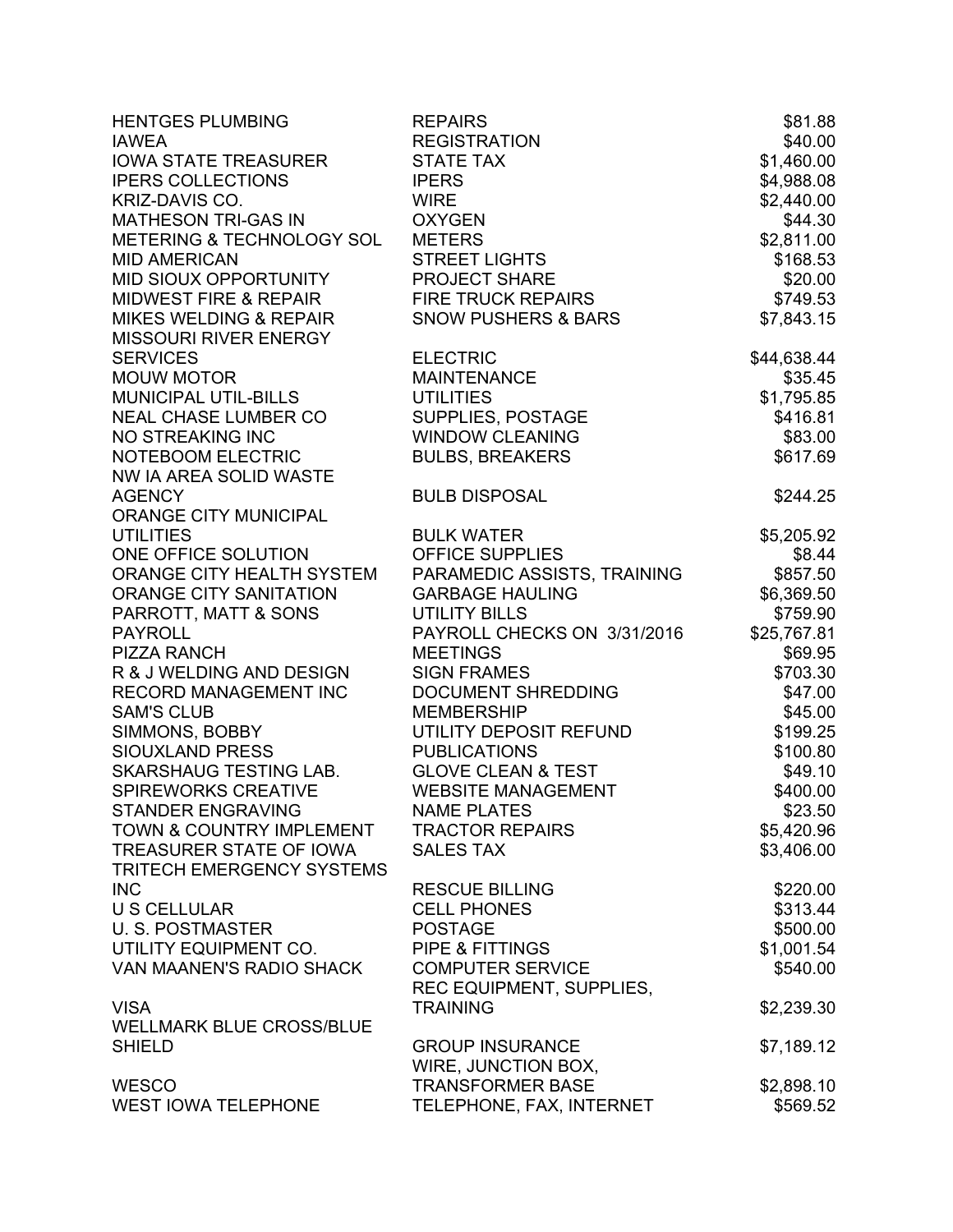| | | |
|---|---|---|
| HENTGES PLUMBING | REPAIRS | $81.88 |
| IAWEA | REGISTRATION | $40.00 |
| IOWA STATE TREASURER | STATE TAX | $1,460.00 |
| IPERS COLLECTIONS | IPERS | $4,988.08 |
| KRIZ-DAVIS CO. | WIRE | $2,440.00 |
| MATHESON TRI-GAS IN | OXYGEN | $44.30 |
| METERING & TECHNOLOGY SOL | METERS | $2,811.00 |
| MID AMERICAN | STREET LIGHTS | $168.53 |
| MID SIOUX OPPORTUNITY | PROJECT SHARE | $20.00 |
| MIDWEST FIRE & REPAIR | FIRE TRUCK REPAIRS | $749.53 |
| MIKES WELDING & REPAIR | SNOW PUSHERS & BARS | $7,843.15 |
| MISSOURI RIVER ENERGY SERVICES | ELECTRIC | $44,638.44 |
| MOUW MOTOR | MAINTENANCE | $35.45 |
| MUNICIPAL UTIL-BILLS | UTILITIES | $1,795.85 |
| NEAL CHASE LUMBER CO | SUPPLIES, POSTAGE | $416.81 |
| NO STREAKING INC | WINDOW CLEANING | $83.00 |
| NOTEBOOM ELECTRIC | BULBS, BREAKERS | $617.69 |
| NW IA AREA SOLID WASTE AGENCY | BULB DISPOSAL | $244.25 |
| ORANGE CITY MUNICIPAL UTILITIES | BULK WATER | $5,205.92 |
| ONE OFFICE SOLUTION | OFFICE SUPPLIES | $8.44 |
| ORANGE CITY HEALTH SYSTEM | PARAMEDIC ASSISTS, TRAINING | $857.50 |
| ORANGE CITY SANITATION | GARBAGE HAULING | $6,369.50 |
| PARROTT, MATT & SONS | UTILITY BILLS | $759.90 |
| PAYROLL | PAYROLL CHECKS ON 3/31/2016 | $25,767.81 |
| PIZZA RANCH | MEETINGS | $69.95 |
| R & J WELDING AND DESIGN | SIGN FRAMES | $703.30 |
| RECORD MANAGEMENT INC | DOCUMENT SHREDDING | $47.00 |
| SAM'S CLUB | MEMBERSHIP | $45.00 |
| SIMMONS, BOBBY | UTILITY DEPOSIT REFUND | $199.25 |
| SIOUXLAND PRESS | PUBLICATIONS | $100.80 |
| SKARSHAUG TESTING LAB. | GLOVE CLEAN & TEST | $49.10 |
| SPIREWORKS CREATIVE | WEBSITE MANAGEMENT | $400.00 |
| STANDER ENGRAVING | NAME PLATES | $23.50 |
| TOWN & COUNTRY IMPLEMENT | TRACTOR REPAIRS | $5,420.96 |
| TREASURER STATE OF IOWA | SALES TAX | $3,406.00 |
| TRITECH EMERGENCY SYSTEMS INC | RESCUE BILLING | $220.00 |
| U S CELLULAR | CELL PHONES | $313.44 |
| U. S. POSTMASTER | POSTAGE | $500.00 |
| UTILITY EQUIPMENT CO. | PIPE & FITTINGS | $1,001.54 |
| VAN MAANEN'S RADIO SHACK | COMPUTER SERVICE | $540.00 |
| VISA | REC EQUIPMENT, SUPPLIES, TRAINING | $2,239.30 |
| WELLMARK BLUE CROSS/BLUE SHIELD | GROUP INSURANCE | $7,189.12 |
| WESCO | WIRE, JUNCTION BOX, TRANSFORMER BASE | $2,898.10 |
| WEST IOWA TELEPHONE | TELEPHONE, FAX, INTERNET | $569.52 |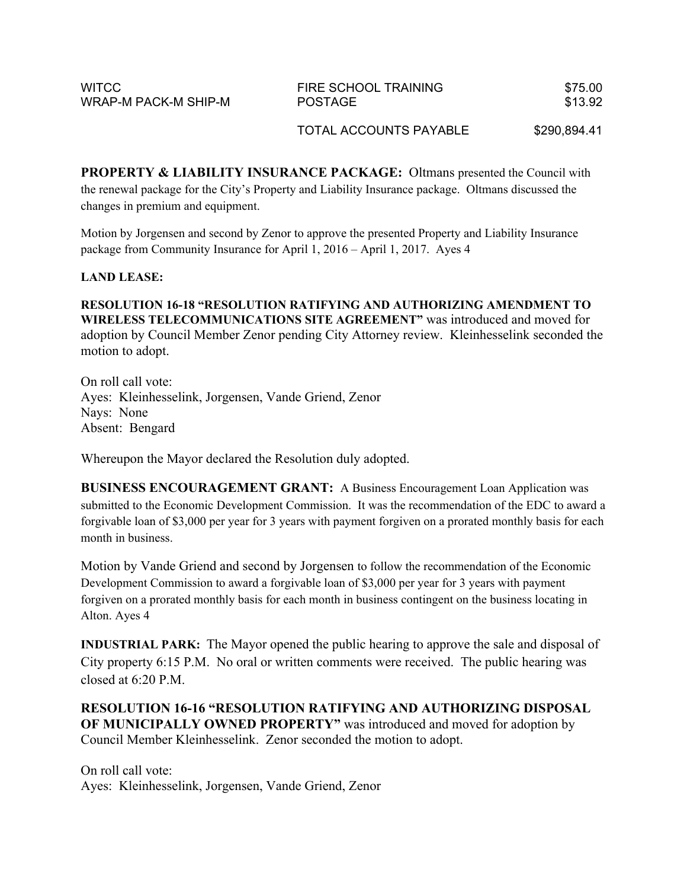| | | |
|---|---|---|
| WITCC | FIRE SCHOOL TRAINING | $75.00 |
| WRAP-M PACK-M SHIP-M | POSTAGE | $13.92 |
| | TOTAL ACCOUNTS PAYABLE | $290,894.41 |

**PROPERTY & LIABILITY INSURANCE PACKAGE:** Oltmans presented the Council with the renewal package for the City's Property and Liability Insurance package. Oltmans discussed the changes in premium and equipment.

Motion by Jorgensen and second by Zenor to approve the presented Property and Liability Insurance package from Community Insurance for April 1, 2016 – April 1, 2017. Ayes 4

**LAND LEASE:**

**RESOLUTION 16-18 "RESOLUTION RATIFYING AND AUTHORIZING AMENDMENT TO WIRELESS TELECOMMUNICATIONS SITE AGREEMENT"** was introduced and moved for adoption by Council Member Zenor pending City Attorney review. Kleinhesselink seconded the motion to adopt.

On roll call vote:
Ayes: Kleinhesselink, Jorgensen, Vande Griend, Zenor
Nays: None
Absent: Bengard

Whereupon the Mayor declared the Resolution duly adopted.

**BUSINESS ENCOURAGEMENT GRANT:** A Business Encouragement Loan Application was submitted to the Economic Development Commission. It was the recommendation of the EDC to award a forgivable loan of $3,000 per year for 3 years with payment forgiven on a prorated monthly basis for each month in business.

Motion by Vande Griend and second by Jorgensen to follow the recommendation of the Economic Development Commission to award a forgivable loan of $3,000 per year for 3 years with payment forgiven on a prorated monthly basis for each month in business contingent on the business locating in Alton. Ayes 4

**INDUSTRIAL PARK:** The Mayor opened the public hearing to approve the sale and disposal of City property 6:15 P.M. No oral or written comments were received. The public hearing was closed at 6:20 P.M.

**RESOLUTION 16-16 "RESOLUTION RATIFYING AND AUTHORIZING DISPOSAL OF MUNICIPALLY OWNED PROPERTY"** was introduced and moved for adoption by Council Member Kleinhesselink. Zenor seconded the motion to adopt.

On roll call vote:
Ayes: Kleinhesselink, Jorgensen, Vande Griend, Zenor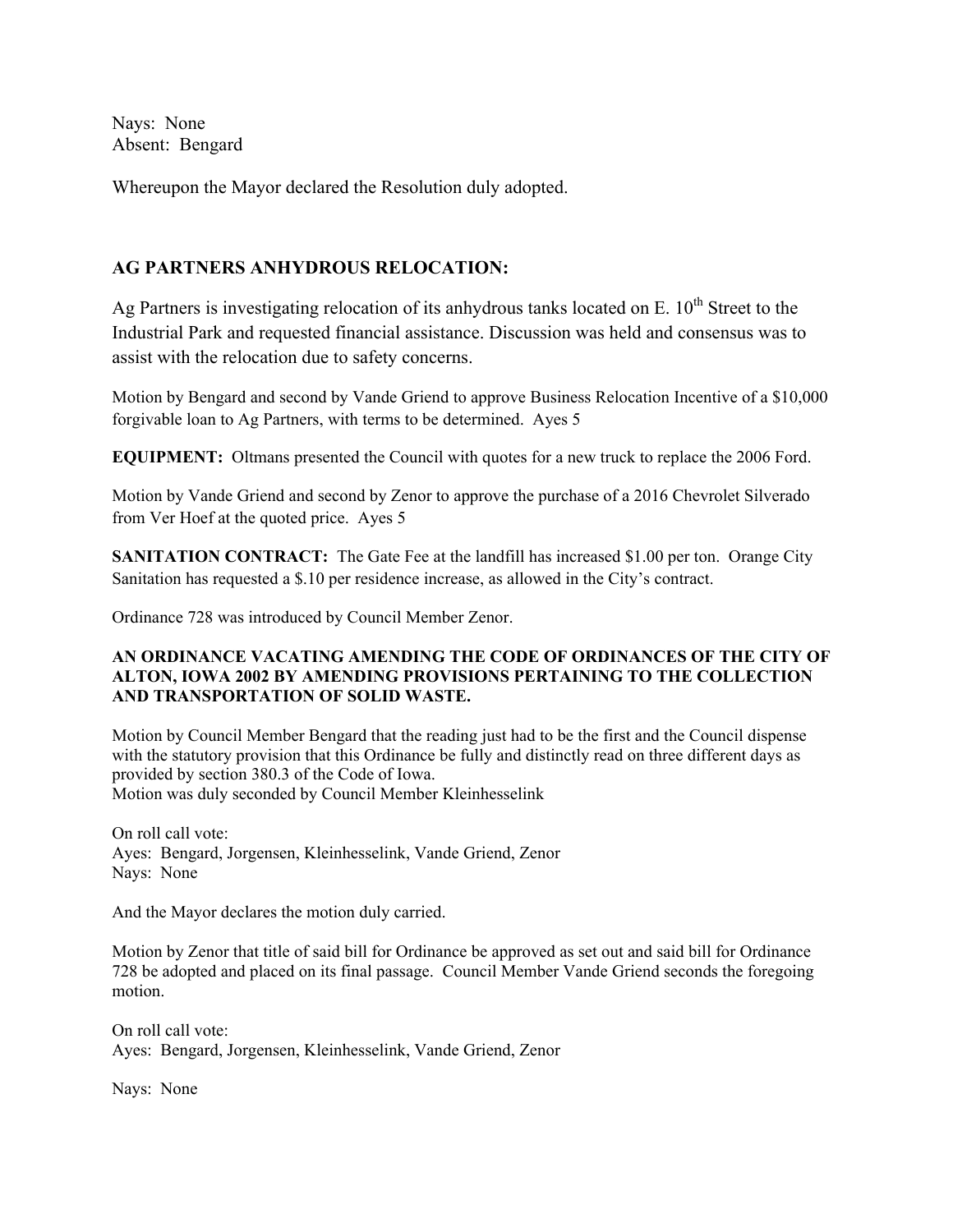Nays: None
Absent: Bengard

Whereupon the Mayor declared the Resolution duly adopted.

## AG PARTNERS ANHYDROUS RELOCATION:

Ag Partners is investigating relocation of its anhydrous tanks located on E. 10th Street to the Industrial Park and requested financial assistance. Discussion was held and consensus was to assist with the relocation due to safety concerns.

Motion by Bengard and second by Vande Griend to approve Business Relocation Incentive of a $10,000 forgivable loan to Ag Partners, with terms to be determined. Ayes 5

**EQUIPMENT:** Oltmans presented the Council with quotes for a new truck to replace the 2006 Ford.

Motion by Vande Griend and second by Zenor to approve the purchase of a 2016 Chevrolet Silverado from Ver Hoef at the quoted price. Ayes 5

**SANITATION CONTRACT:** The Gate Fee at the landfill has increased $1.00 per ton. Orange City Sanitation has requested a $.10 per residence increase, as allowed in the City's contract.

Ordinance 728 was introduced by Council Member Zenor.

**AN ORDINANCE VACATING AMENDING THE CODE OF ORDINANCES OF THE CITY OF ALTON, IOWA 2002 BY AMENDING PROVISIONS PERTAINING TO THE COLLECTION AND TRANSPORTATION OF SOLID WASTE.**

Motion by Council Member Bengard that the reading just had to be the first and the Council dispense with the statutory provision that this Ordinance be fully and distinctly read on three different days as provided by section 380.3 of the Code of Iowa.
Motion was duly seconded by Council Member Kleinhesselink

On roll call vote:
Ayes: Bengard, Jorgensen, Kleinhesselink, Vande Griend, Zenor
Nays: None

And the Mayor declares the motion duly carried.

Motion by Zenor that title of said bill for Ordinance be approved as set out and said bill for Ordinance 728 be adopted and placed on its final passage. Council Member Vande Griend seconds the foregoing motion.

On roll call vote:
Ayes: Bengard, Jorgensen, Kleinhesselink, Vande Griend, Zenor

Nays: None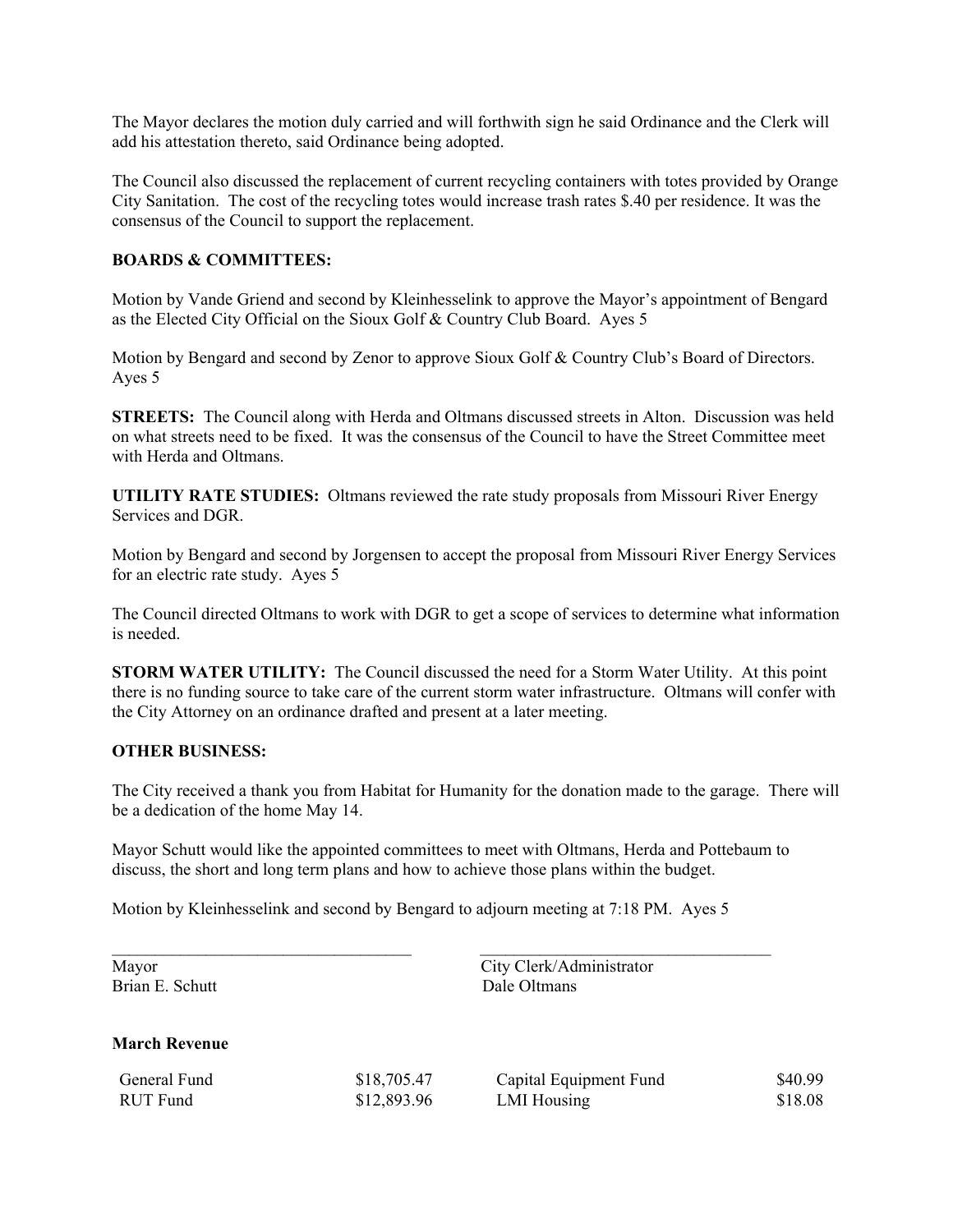The Mayor declares the motion duly carried and will forthwith sign he said Ordinance and the Clerk will add his attestation thereto, said Ordinance being adopted.

The Council also discussed the replacement of current recycling containers with totes provided by Orange City Sanitation. The cost of the recycling totes would increase trash rates $.40 per residence. It was the consensus of the Council to support the replacement.

**BOARDS & COMMITTEES:**

Motion by Vande Griend and second by Kleinhesselink to approve the Mayor's appointment of Bengard as the Elected City Official on the Sioux Golf & Country Club Board. Ayes 5

Motion by Bengard and second by Zenor to approve Sioux Golf & Country Club's Board of Directors. Ayes 5

**STREETS:** The Council along with Herda and Oltmans discussed streets in Alton. Discussion was held on what streets need to be fixed. It was the consensus of the Council to have the Street Committee meet with Herda and Oltmans.

**UTILITY RATE STUDIES:** Oltmans reviewed the rate study proposals from Missouri River Energy Services and DGR.

Motion by Bengard and second by Jorgensen to accept the proposal from Missouri River Energy Services for an electric rate study. Ayes 5

The Council directed Oltmans to work with DGR to get a scope of services to determine what information is needed.

**STORM WATER UTILITY:** The Council discussed the need for a Storm Water Utility. At this point there is no funding source to take care of the current storm water infrastructure. Oltmans will confer with the City Attorney on an ordinance drafted and present at a later meeting.

**OTHER BUSINESS:**

The City received a thank you from Habitat for Humanity for the donation made to the garage. There will be a dedication of the home May 14.

Mayor Schutt would like the appointed committees to meet with Oltmans, Herda and Pottebaum to discuss, the short and long term plans and how to achieve those plans within the budget.

Motion by Kleinhesselink and second by Bengard to adjourn meeting at 7:18 PM. Ayes 5

\_\_\_\_\_\_\_\_\_\_\_\_\_\_\_\_\_\_\_\_\_\_\_\_\_\_\_\_\_\_\_\_\_\_ \_\_\_\_\_\_\_\_\_\_\_\_\_\_\_\_\_\_\_\_\_\_\_\_\_\_\_\_\_\_\_\_\_\_

Mayor  
Brian E. Schutt

City Clerk/Administrator  
Dale Oltmans

**March Revenue**

| | | | |
|---|---|---|---|
| General Fund | $18,705.47 | Capital Equipment Fund | $40.99 |
| RUT Fund | $12,893.96 | LMI Housing | $18.08 |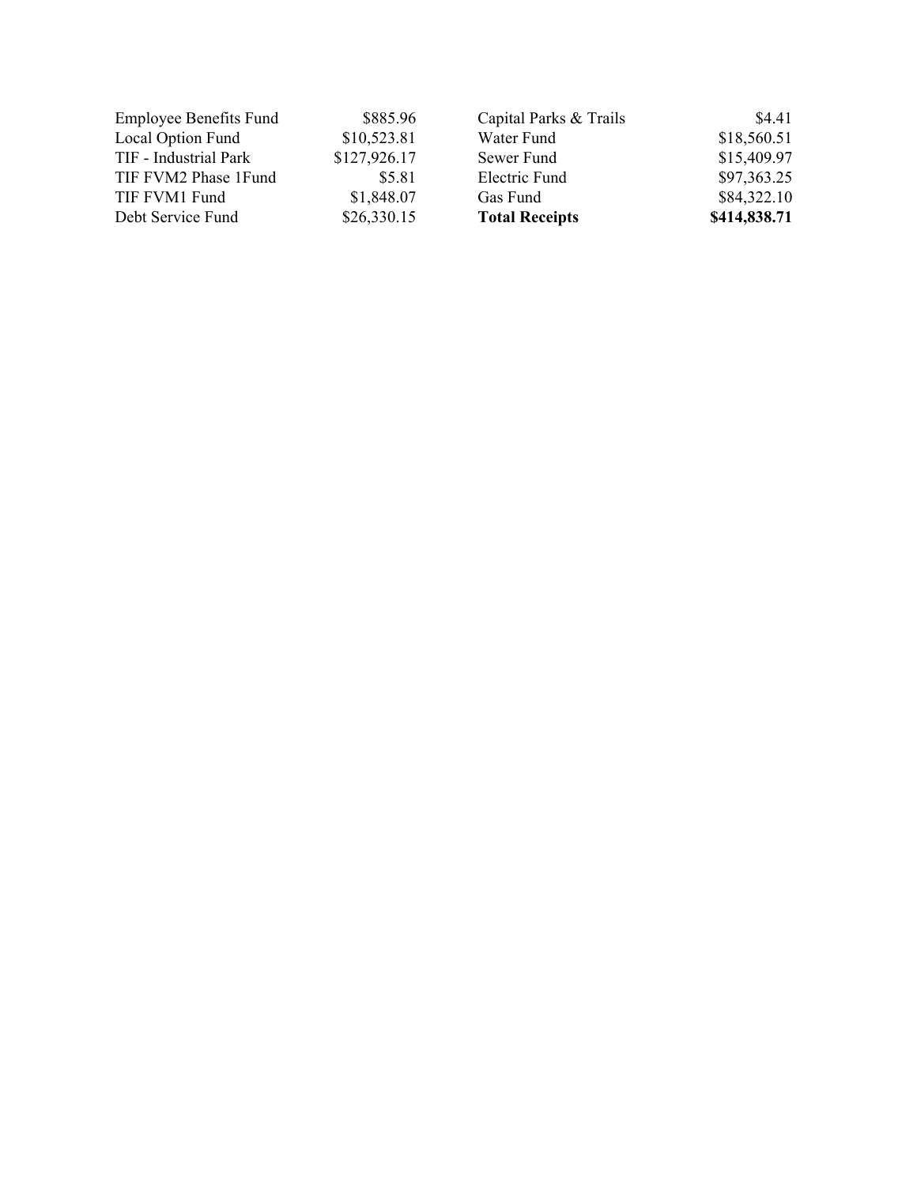| | | | |
|---|---|---|---|
| Employee Benefits Fund | $885.96 | Capital Parks & Trails | $4.41 |
| Local Option Fund | $10,523.81 | Water Fund | $18,560.51 |
| TIF - Industrial Park | $127,926.17 | Sewer Fund | $15,409.97 |
| TIF FVM2 Phase 1Fund | $5.81 | Electric Fund | $97,363.25 |
| TIF FVM1 Fund | $1,848.07 | Gas Fund | $84,322.10 |
| Debt Service Fund | $26,330.15 | **Total Receipts** | **$414,838.71** |